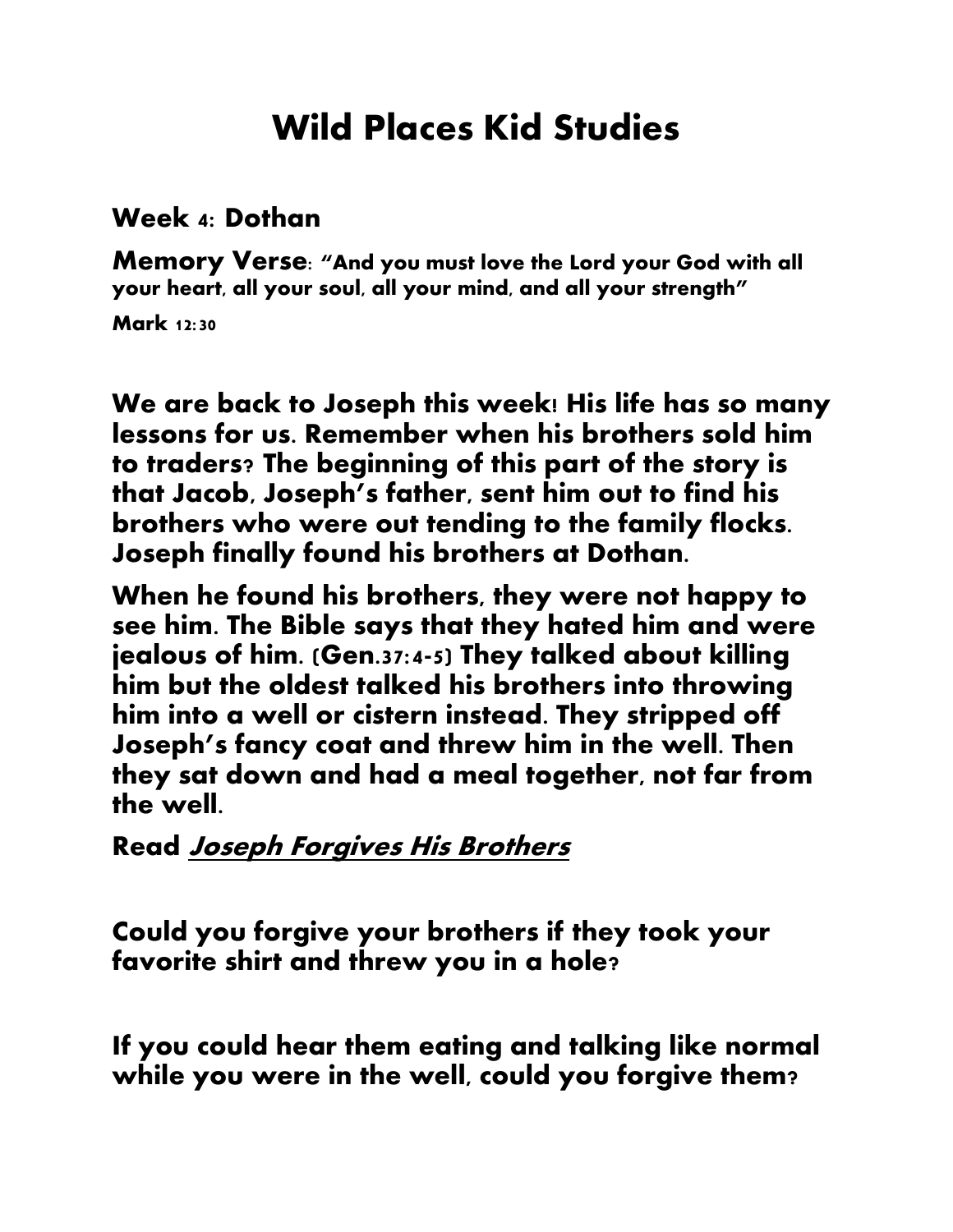# Wild Places Kid Studies

## Week 4: Dothan

**Memory Verse: "And you must love the Lord your God with all your heart, all your soul, all your mind, and all your strength"**

**Mark 12:30**

**We are back to Joseph this week! His life has so many lessons for us. Remember when his brothers sold him to traders? The beginning of this part of the story is that Jacob, Joseph's father, sent him out to find his brothers who were out tending to the family flocks. Joseph finally found his brothers at Dothan.**

**When he found his brothers, they were not happy to see him. The Bible says that they hated him and were jealous of him. (Gen.37:4-5) They talked about killing him but the oldest talked his brothers into throwing him into a well or cistern instead. They stripped off Joseph's fancy coat and threw him in the well. Then they sat down and had a meal together, not far from the well.**

**Read *Joseph Forgives His Brothers***

**Could you forgive your brothers if they took your favorite shirt and threw you in a hole?**

**If you could hear them eating and talking like normal while you were in the well, could you forgive them?**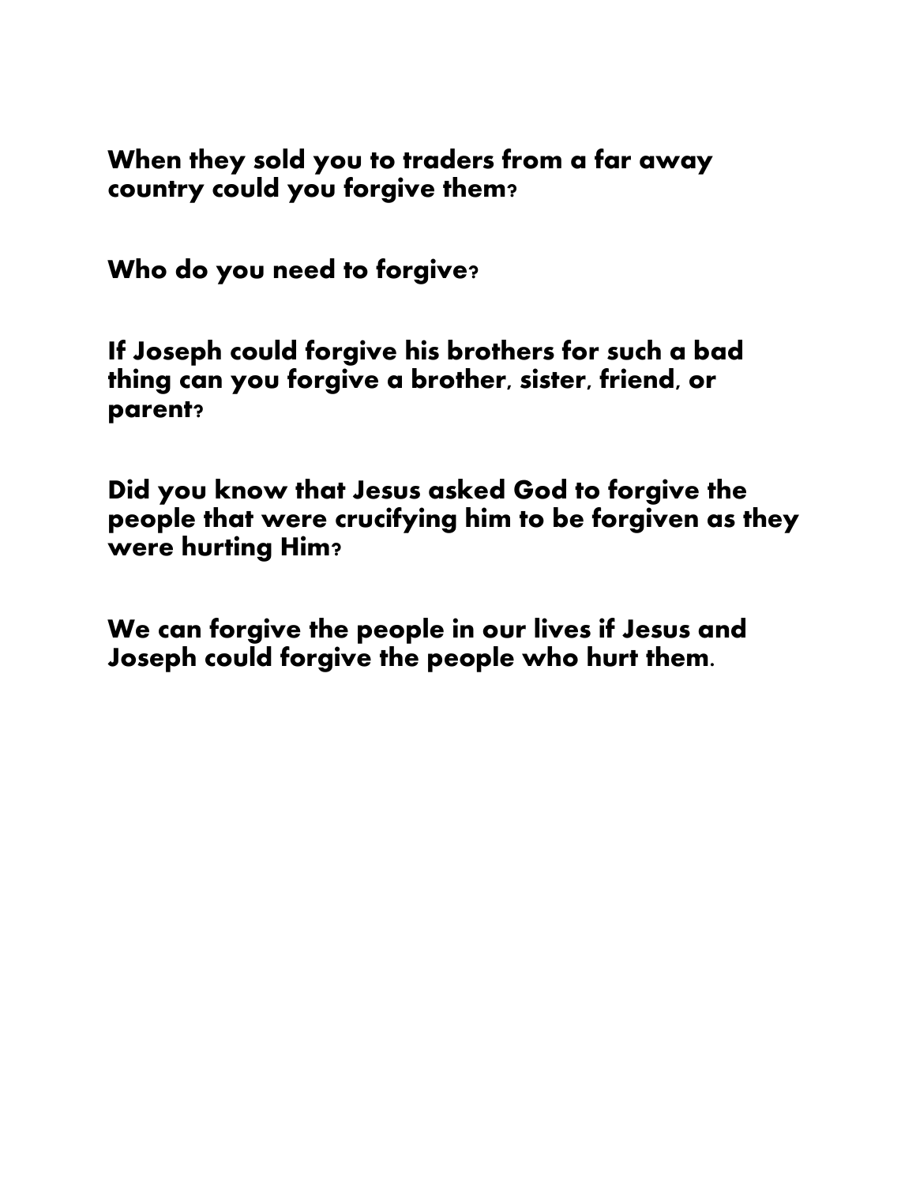**When they sold you to traders from a far away country could you forgive them?**

**Who do you need to forgive?**

**If Joseph could forgive his brothers for such a bad thing can you forgive a brother, sister, friend, or parent?**

**Did you know that Jesus asked God to forgive the people that were crucifying him to be forgiven as they were hurting Him?**

**We can forgive the people in our lives if Jesus and Joseph could forgive the people who hurt them.**